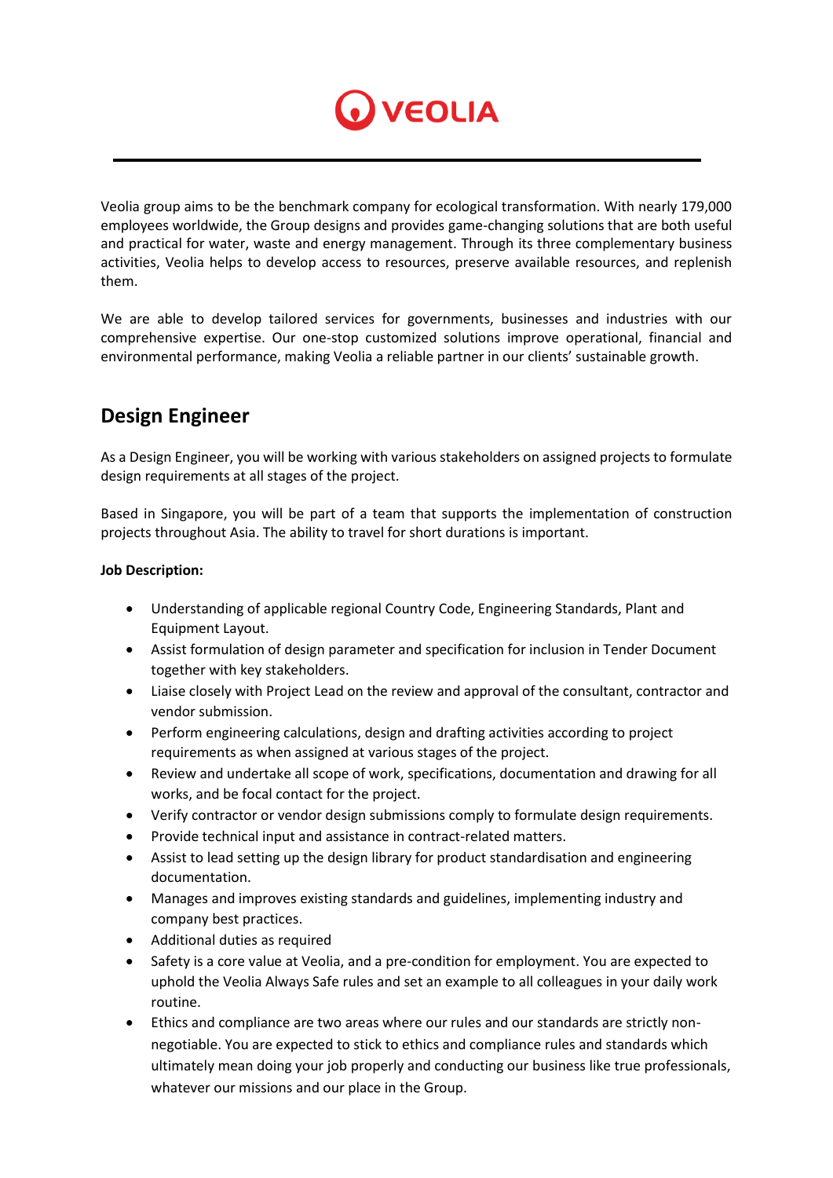VEOLIA

Veolia group aims to be the benchmark company for ecological transformation. With nearly 179,000 employees worldwide, the Group designs and provides game-changing solutions that are both useful and practical for water, waste and energy management. Through its three complementary business activities, Veolia helps to develop access to resources, preserve available resources, and replenish them.

We are able to develop tailored services for governments, businesses and industries with our comprehensive expertise. Our one-stop customized solutions improve operational, financial and environmental performance, making Veolia a reliable partner in our clients' sustainable growth.

## Design Engineer

As a Design Engineer, you will be working with various stakeholders on assigned projects to formulate design requirements at all stages of the project.

Based in Singapore, you will be part of a team that supports the implementation of construction projects throughout Asia. The ability to travel for short durations is important.

**Job Description:**

- Understanding of applicable regional Country Code, Engineering Standards, Plant and Equipment Layout.
- Assist formulation of design parameter and specification for inclusion in Tender Document together with key stakeholders.
- Liaise closely with Project Lead on the review and approval of the consultant, contractor and vendor submission.
- Perform engineering calculations, design and drafting activities according to project requirements as when assigned at various stages of the project.
- Review and undertake all scope of work, specifications, documentation and drawing for all works, and be focal contact for the project.
- Verify contractor or vendor design submissions comply to formulate design requirements.
- Provide technical input and assistance in contract-related matters.
- Assist to lead setting up the design library for product standardisation and engineering documentation.
- Manages and improves existing standards and guidelines, implementing industry and company best practices.
- Additional duties as required
- Safety is a core value at Veolia, and a pre-condition for employment. You are expected to uphold the Veolia Always Safe rules and set an example to all colleagues in your daily work routine.
- Ethics and compliance are two areas where our rules and our standards are strictly non-negotiable. You are expected to stick to ethics and compliance rules and standards which ultimately mean doing your job properly and conducting our business like true professionals, whatever our missions and our place in the Group.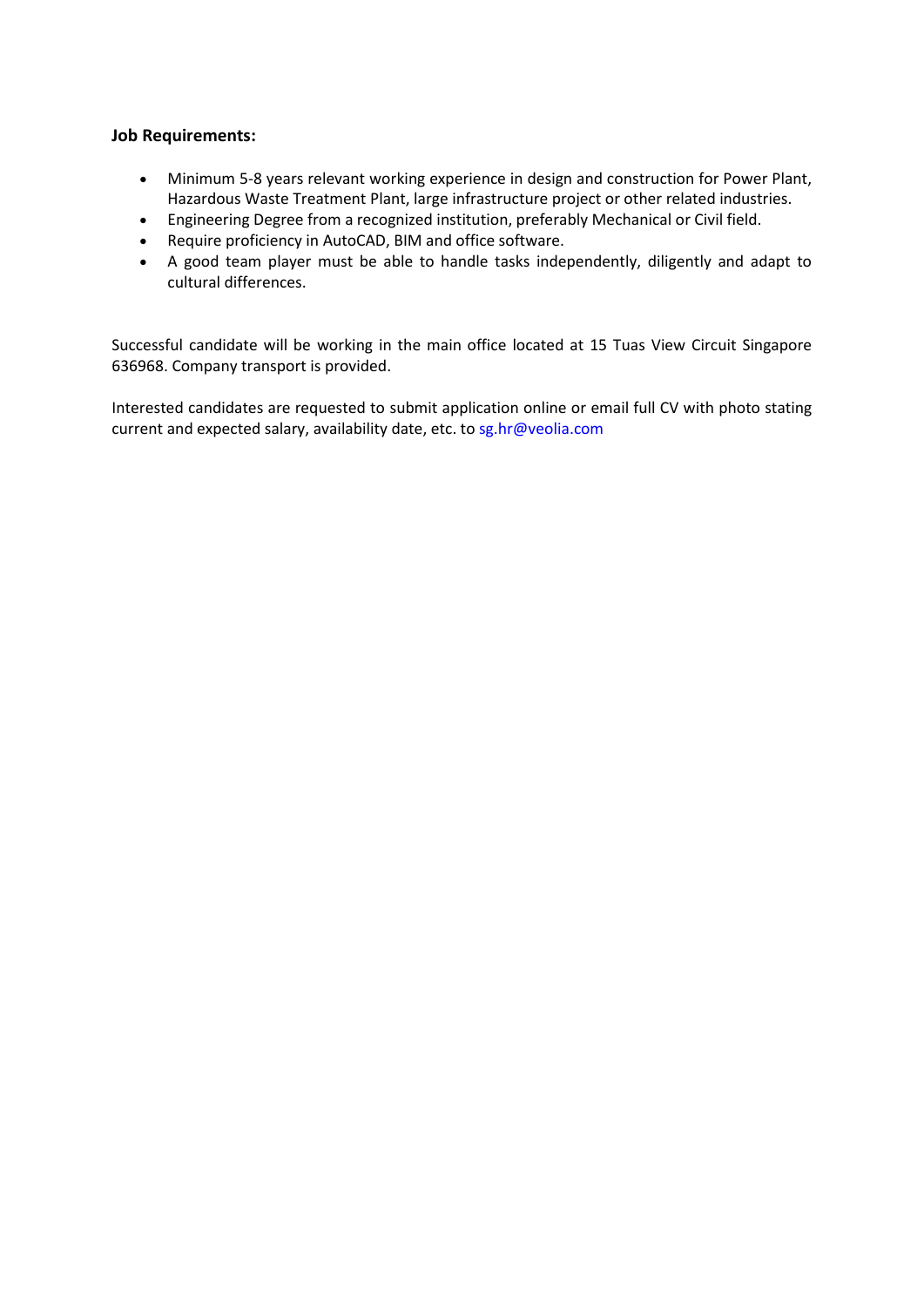**Job Requirements:**

- Minimum 5-8 years relevant working experience in design and construction for Power Plant, Hazardous Waste Treatment Plant, large infrastructure project or other related industries.
- Engineering Degree from a recognized institution, preferably Mechanical or Civil field.
- Require proficiency in AutoCAD, BIM and office software.
- A good team player must be able to handle tasks independently, diligently and adapt to cultural differences.

Successful candidate will be working in the main office located at 15 Tuas View Circuit Singapore 636968. Company transport is provided.

Interested candidates are requested to submit application online or email full CV with photo stating current and expected salary, availability date, etc. to sg.hr@veolia.com